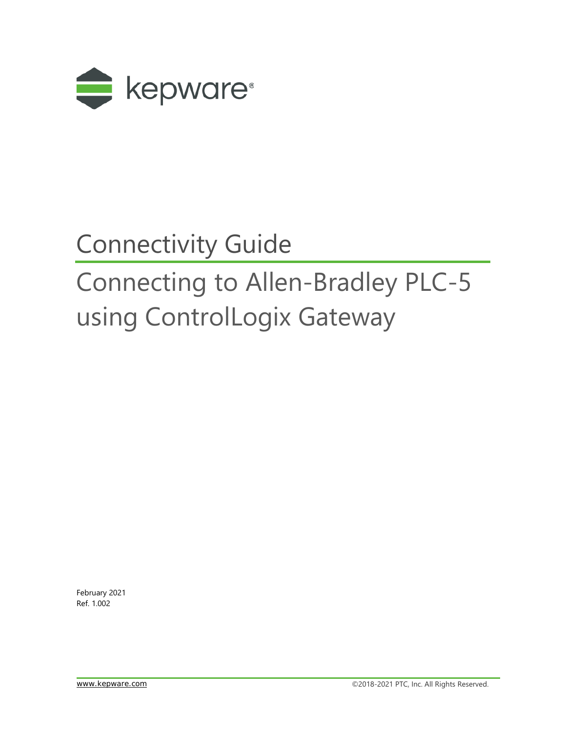kepware®

# Connectivity Guide

# Connecting to Allen-Bradley PLC-5 using ControlLogix Gateway

February 2021
Ref. 1.002

www.kepware.com

©2018-2021 PTC, Inc. All Rights Reserved.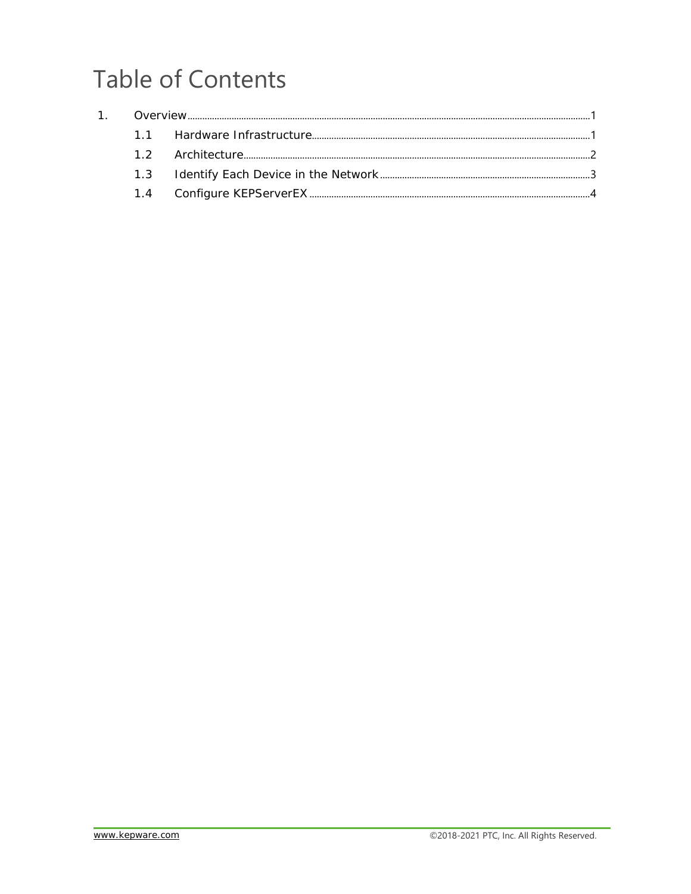# Table of Contents

1. Overview .......... 1
   - 1.1 Hardware Infrastructure .......... 1
   - 1.2 Architecture .......... 2
   - 1.3 Identify Each Device in the Network .......... 3
   - 1.4 Configure KEPServerEX .......... 4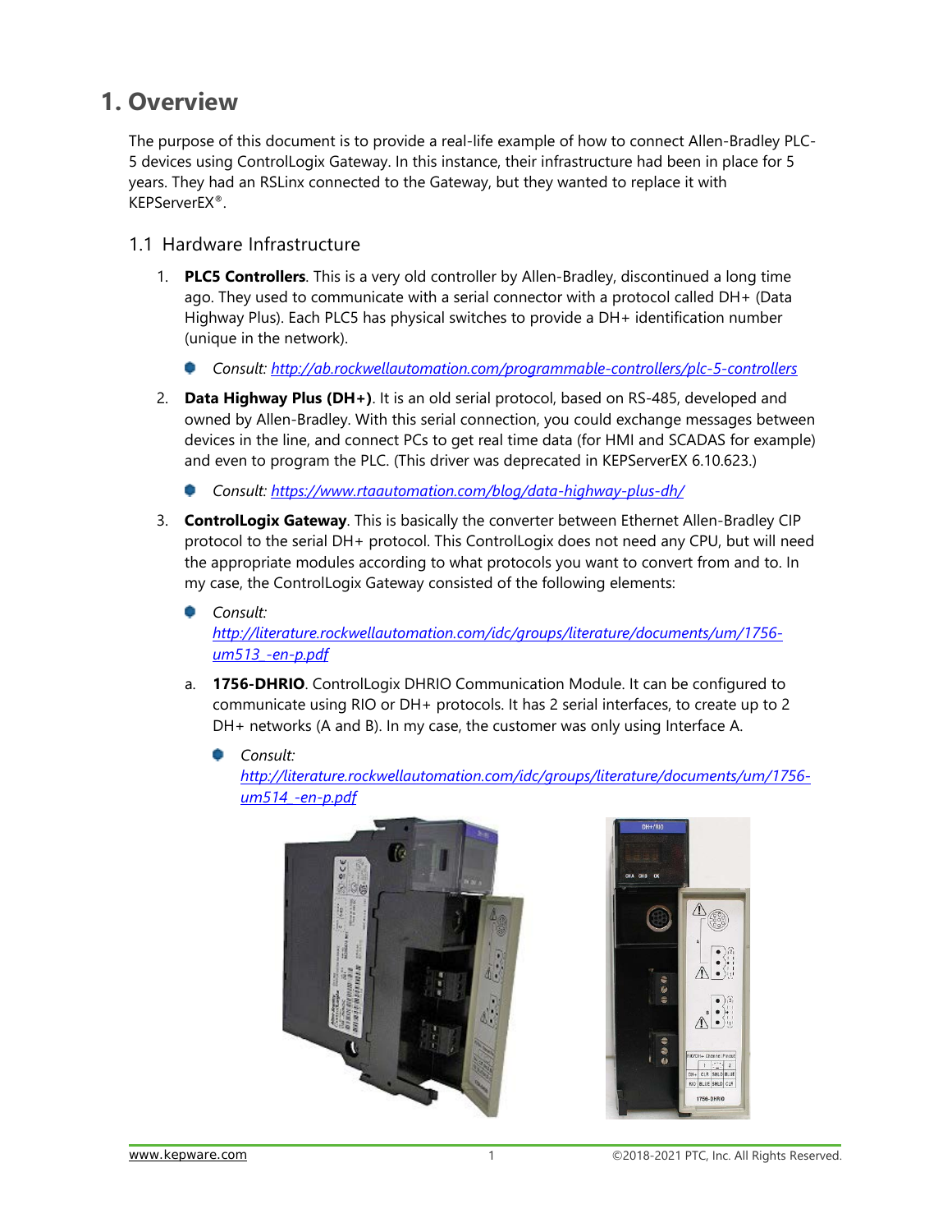# 1. Overview

The purpose of this document is to provide a real-life example of how to connect Allen-Bradley PLC-5 devices using ControlLogix Gateway. In this instance, their infrastructure had been in place for 5 years. They had an RSLinx connected to the Gateway, but they wanted to replace it with KEPServerEX®.

## 1.1 Hardware Infrastructure

1. **PLC5 Controllers**. This is a very old controller by Allen-Bradley, discontinued a long time ago. They used to communicate with a serial connector with a protocol called DH+ (Data Highway Plus). Each PLC5 has physical switches to provide a DH+ identification number (unique in the network).
   - *Consult: [http://ab.rockwellautomation.com/programmable-controllers/plc-5-controllers](http://ab.rockwellautomation.com/programmable-controllers/plc-5-controllers)*
2. **Data Highway Plus (DH+)**. It is an old serial protocol, based on RS-485, developed and owned by Allen-Bradley. With this serial connection, you could exchange messages between devices in the line, and connect PCs to get real time data (for HMI and SCADAS for example) and even to program the PLC. (This driver was deprecated in KEPServerEX 6.10.623.)
   - *Consult: [https://www.rtaautomation.com/blog/data-highway-plus-dh/](https://www.rtaautomation.com/blog/data-highway-plus-dh/)*
3. **ControlLogix Gateway**. This is basically the converter between Ethernet Allen-Bradley CIP protocol to the serial DH+ protocol. This ControlLogix does not need any CPU, but will need the appropriate modules according to what protocols you want to convert from and to. In my case, the ControlLogix Gateway consisted of the following elements:
   - *Consult: [http://literature.rockwellautomation.com/idc/groups/literature/documents/um/1756-um513_-en-p.pdf](http://literature.rockwellautomation.com/idc/groups/literature/documents/um/1756-um513_-en-p.pdf)*

   a. **1756-DHRIO**. ControlLogix DHRIO Communication Module. It can be configured to communicate using RIO or DH+ protocols. It has 2 serial interfaces, to create up to 2 DH+ networks (A and B). In my case, the customer was only using Interface A.
      - *Consult: [http://literature.rockwellautomation.com/idc/groups/literature/documents/um/1756-um514_-en-p.pdf](http://literature.rockwellautomation.com/idc/groups/literature/documents/um/1756-um514_-en-p.pdf)*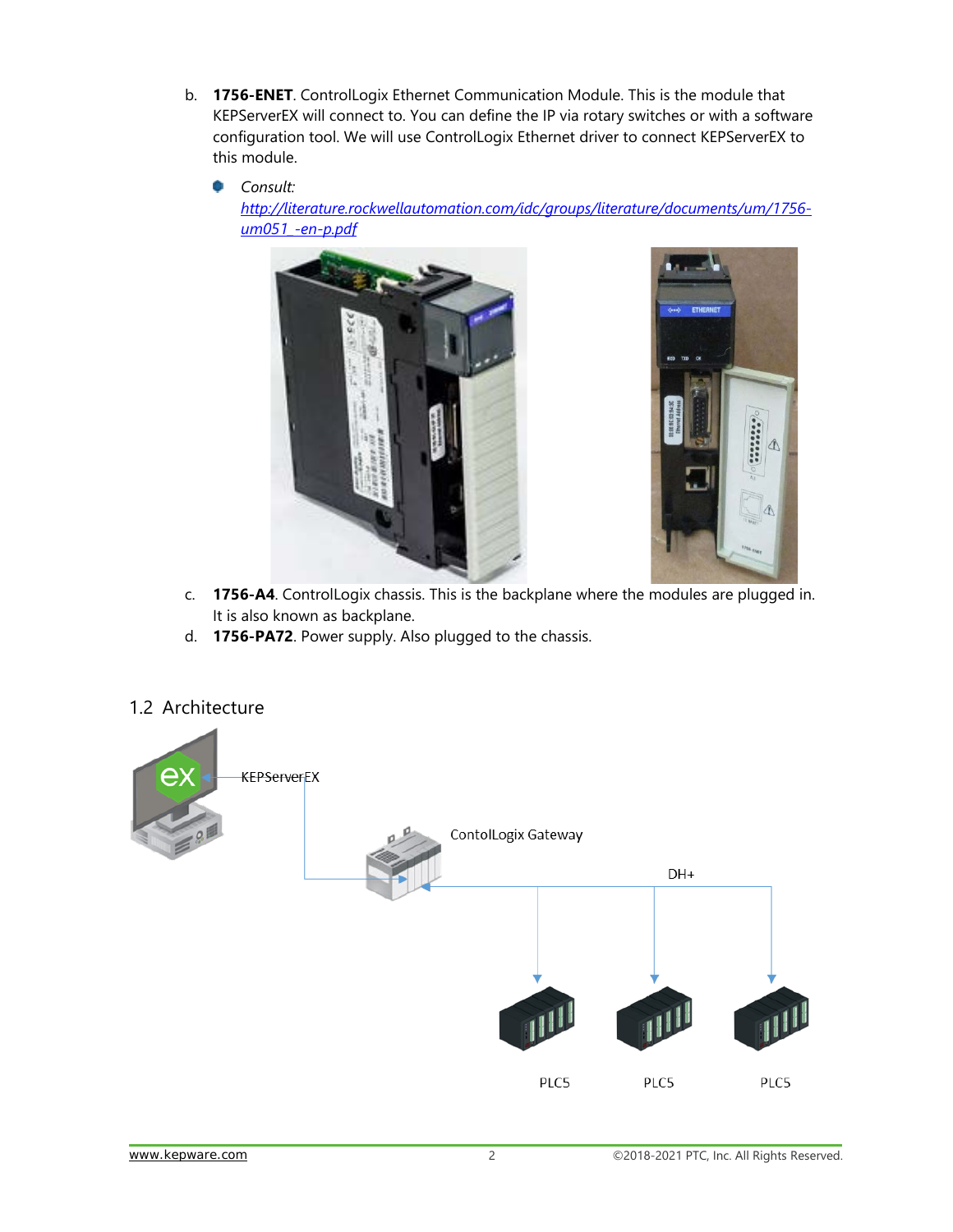b. **1756-ENET**. ControlLogix Ethernet Communication Module. This is the module that KEPServerEX will connect to. You can define the IP via rotary switches or with a software configuration tool. We will use ControlLogix Ethernet driver to connect KEPServerEX to this module.

   - *Consult:* [*http://literature.rockwellautomation.com/idc/groups/literature/documents/um/1756-um051_-en-p.pdf*](http://literature.rockwellautomation.com/idc/groups/literature/documents/um/1756-um051_-en-p.pdf)

c. **1756-A4**. ControlLogix chassis. This is the backplane where the modules are plugged in. It is also known as backplane.

d. **1756-PA72**. Power supply. Also plugged to the chassis.

## 1.2 Architecture

KEPServerEX

ContolLogix Gateway

DH+

PLC5

PLC5

PLC5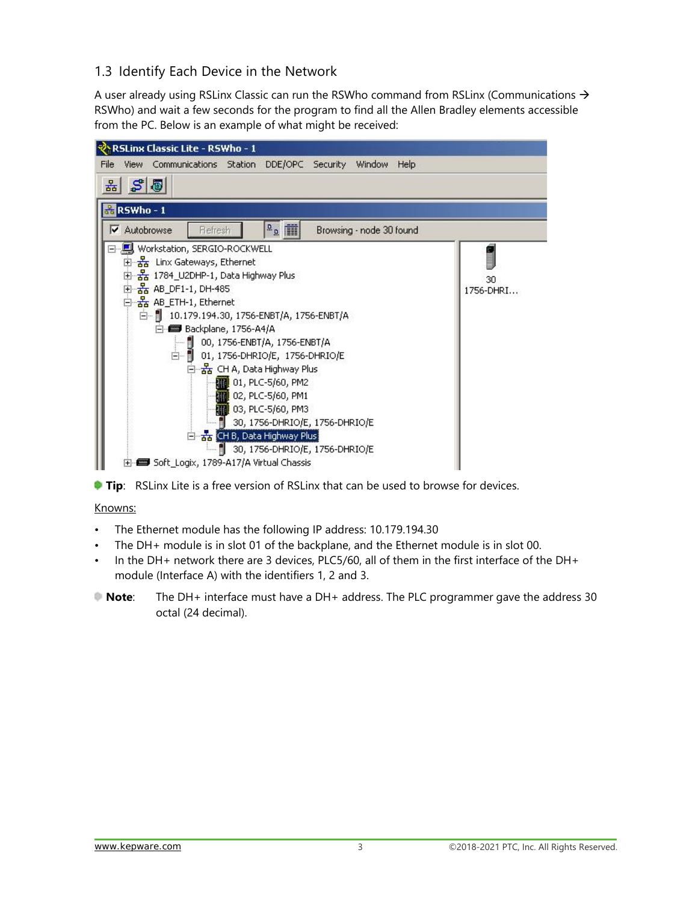## 1.3 Identify Each Device in the Network

A user already using RSLinx Classic can run the RSWho command from RSLinx (Communications → RSWho) and wait a few seconds for the program to find all the Allen Bradley elements accessible from the PC. Below is an example of what might be received:

**Tip**: RSLinx Lite is a free version of RSLinx that can be used to browse for devices.

Knowns:

- The Ethernet module has the following IP address: 10.179.194.30
- The DH+ module is in slot 01 of the backplane, and the Ethernet module is in slot 00.
- In the DH+ network there are 3 devices, PLC5/60, all of them in the first interface of the DH+ module (Interface A) with the identifiers 1, 2 and 3.

**Note**: The DH+ interface must have a DH+ address. The PLC programmer gave the address 30 octal (24 decimal).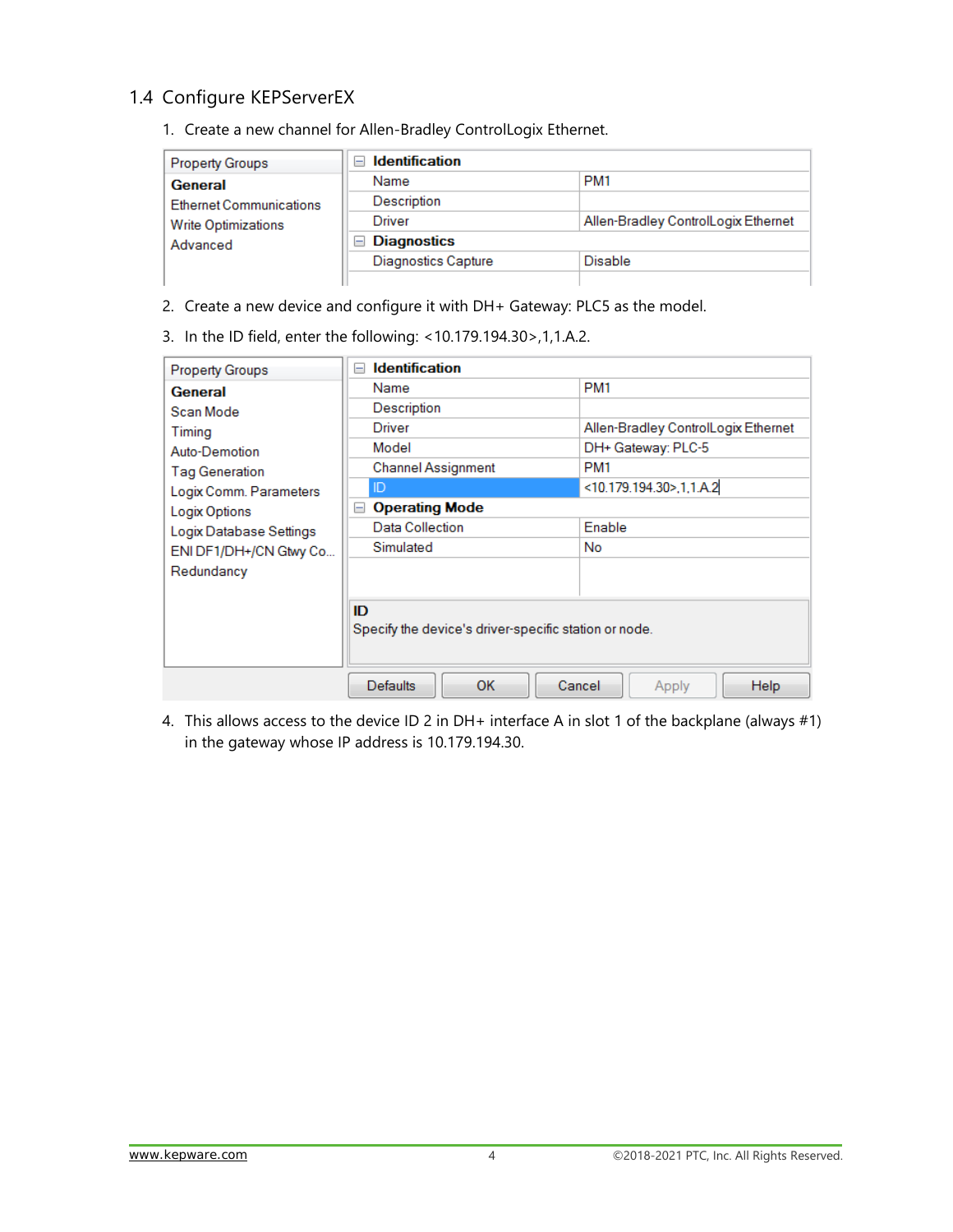## 1.4 Configure KEPServerEX

1. Create a new channel for Allen-Bradley ControlLogix Ethernet.

| Property Groups | Identification | |
|---|---|---|
| **General** | Name | PM1 |
| Ethernet Communications | Description | |
| Write Optimizations | Driver | Allen-Bradley ControlLogix Ethernet |
| Advanced | **Diagnostics** | |
| | Diagnostics Capture | Disable |

2. Create a new device and configure it with DH+ Gateway: PLC5 as the model.
3. In the ID field, enter the following: <10.179.194.30>,1,1.A.2.

| Property Groups | Identification | |
|---|---|---|
| **General** | Name | PM1 |
| Scan Mode | Description | |
| Timing | Driver | Allen-Bradley ControlLogix Ethernet |
| Auto-Demotion | Model | DH+ Gateway: PLC-5 |
| Tag Generation | Channel Assignment | PM1 |
| Logix Comm. Parameters | ID | <10.179.194.30>,1,1.A.2 |
| Logix Options | **Operating Mode** | |
| Logix Database Settings | Data Collection | Enable |
| ENI DF1/DH+/CN Gtwy Co... | Simulated | No |
| Redundancy | | |

**ID**
Specify the device's driver-specific station or node.

Defaults | OK | Cancel | Apply | Help

4. This allows access to the device ID 2 in DH+ interface A in slot 1 of the backplane (always #1) in the gateway whose IP address is 10.179.194.30.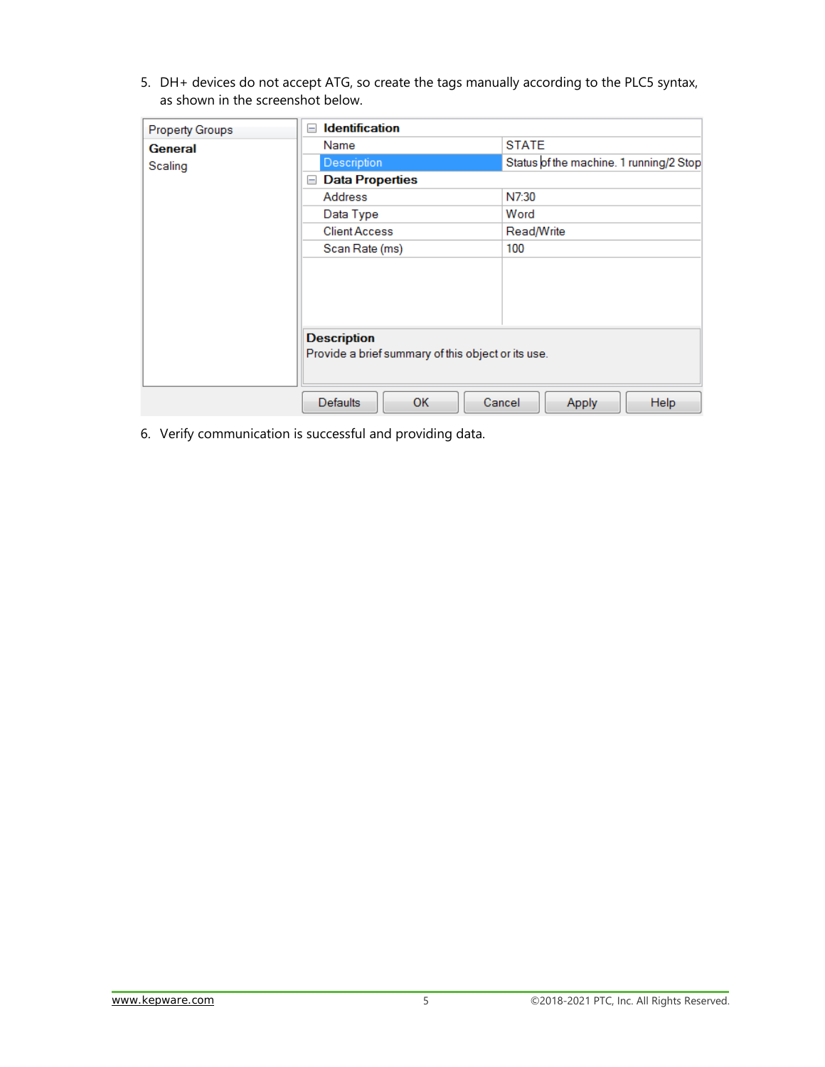5. DH+ devices do not accept ATG, so create the tags manually according to the PLC5 syntax, as shown in the screenshot below.

| Property Groups | | |
|---|---|---|
| **General** | **Identification** | |
| Scaling | Name | STATE |
| | Description | Status of the machine. 1 running/2 Stop |
| | **Data Properties** | |
| | Address | N7:30 |
| | Data Type | Word |
| | Client Access | Read/Write |
| | Scan Rate (ms) | 100 |

**Description**
Provide a brief summary of this object or its use.

Defaults | OK | Cancel | Apply | Help

6. Verify communication is successful and providing data.